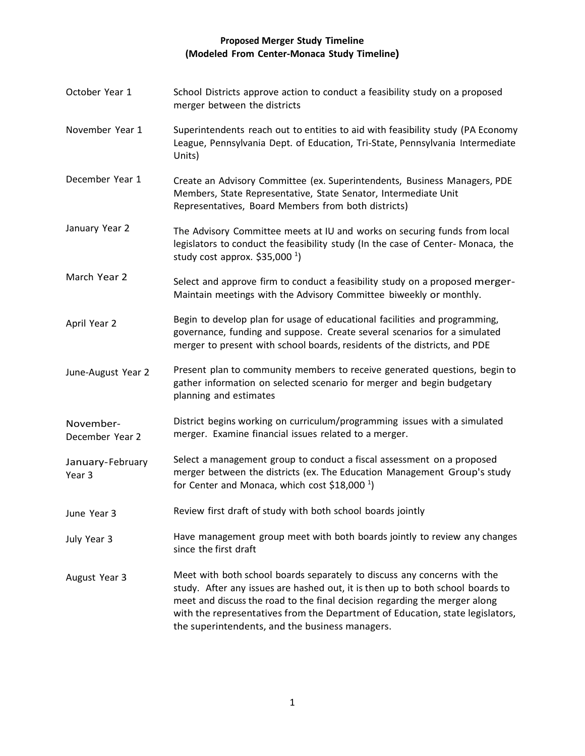# Proposed Merger Study Timeline
## (Modeled From Center-Monaca Study Timeline)

| | |
|---|---|
| October Year 1 | School Districts approve action to conduct a feasibility study on a proposed merger between the districts |
| November Year 1 | Superintendents reach out to entities to aid with feasibility study (PA Economy League, Pennsylvania Dept. of Education, Tri-State, Pennsylvania Intermediate Units) |
| December Year 1 | Create an Advisory Committee (ex. Superintendents, Business Managers, PDE Members, State Representative, State Senator, Intermediate Unit Representatives, Board Members from both districts) |
| January Year 2 | The Advisory Committee meets at IU and works on securing funds from local legislators to conduct the feasibility study (In the case of Center- Monaca, the study cost approx. $35,000 [1]) |
| March Year 2 | Select and approve firm to conduct a feasibility study on a proposed merger- Maintain meetings with the Advisory Committee biweekly or monthly. |
| April Year 2 | Begin to develop plan for usage of educational facilities and programming, governance, funding and suppose. Create several scenarios for a simulated merger to present with school boards, residents of the districts, and PDE |
| June-August Year 2 | Present plan to community members to receive generated questions, begin to gather information on selected scenario for merger and begin budgetary planning and estimates |
| November-December Year 2 | District begins working on curriculum/programming issues with a simulated merger. Examine financial issues related to a merger. |
| January-February Year 3 | Select a management group to conduct a fiscal assessment on a proposed merger between the districts (ex. The Education Management Group's study for Center and Monaca, which cost $18,000 [1]) |
| June Year 3 | Review first draft of study with both school boards jointly |
| July Year 3 | Have management group meet with both boards jointly to review any changes since the first draft |
| August Year 3 | Meet with both school boards separately to discuss any concerns with the study. After any issues are hashed out, it is then up to both school boards to meet and discuss the road to the final decision regarding the merger along with the representatives from the Department of Education, state legislators, the superintendents, and the business managers. |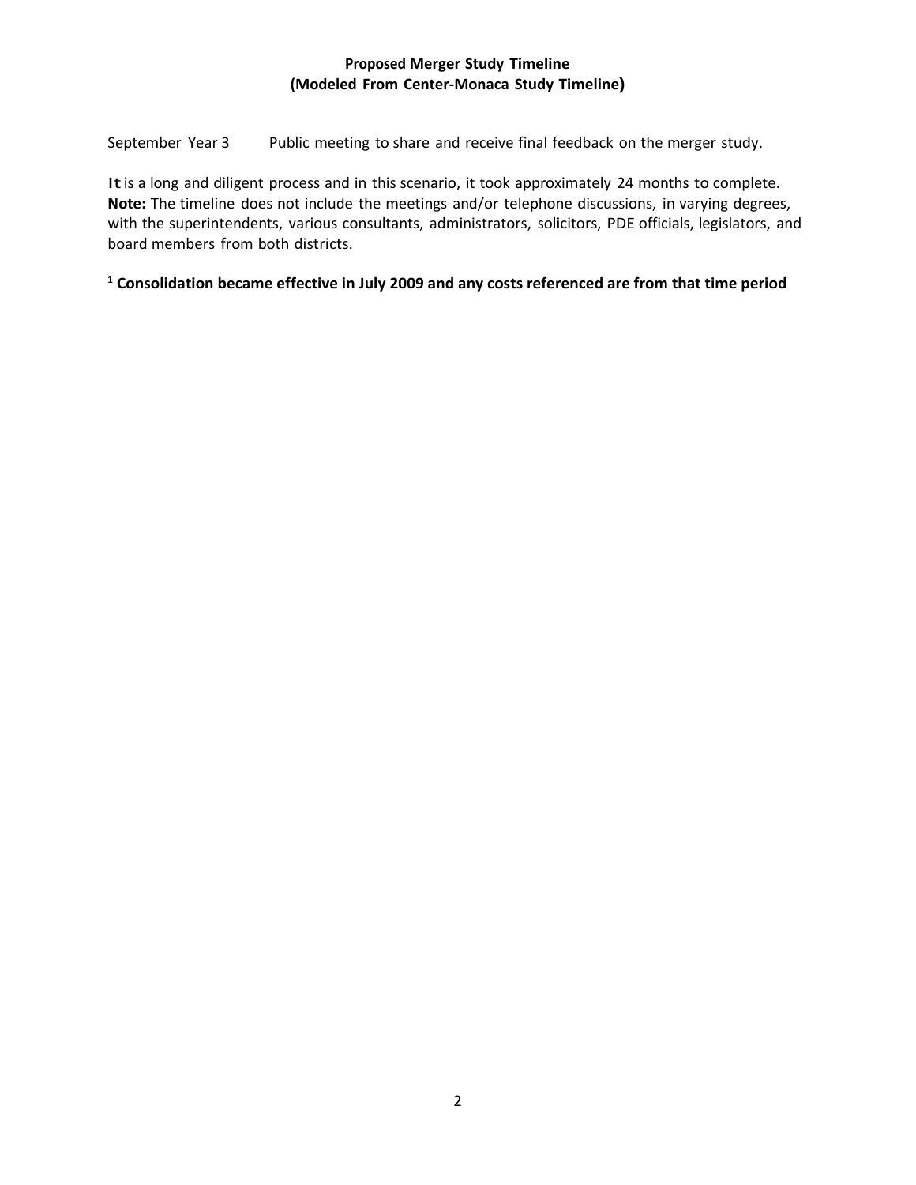**Proposed Merger Study Timeline**
**(Modeled From Center-Monaca Study Timeline)**

| | |
|---|---|
| September Year 3 | Public meeting to share and receive final feedback on the merger study. |

It is a long and diligent process and in this scenario, it took approximately 24 months to complete.
**Note:** The timeline does not include the meetings and/or telephone discussions, in varying degrees, with the superintendents, various consultants, administrators, solicitors, PDE officials, legislators, and board members from both districts.

**[1] Consolidation became effective in July 2009 and any costs referenced are from that time period**